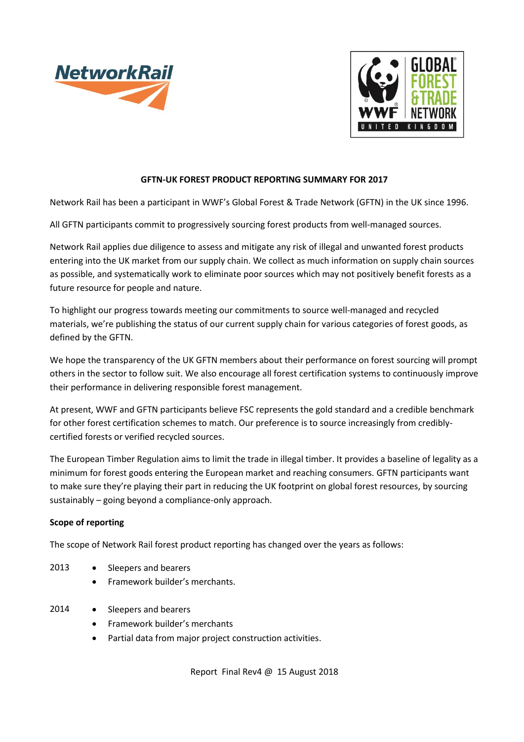# GFTN-UK FOREST PRODUCT REPORTING SUMMARY FOR 2017

Network Rail has been a participant in WWF's Global Forest & Trade Network (GFTN) in the UK since 1996.

All GFTN participants commit to progressively sourcing forest products from well-managed sources.

Network Rail applies due diligence to assess and mitigate any risk of illegal and unwanted forest products entering into the UK market from our supply chain. We collect as much information on supply chain sources as possible, and systematically work to eliminate poor sources which may not positively benefit forests as a future resource for people and nature.

To highlight our progress towards meeting our commitments to source well-managed and recycled materials, we're publishing the status of our current supply chain for various categories of forest goods, as defined by the GFTN.

We hope the transparency of the UK GFTN members about their performance on forest sourcing will prompt others in the sector to follow suit. We also encourage all forest certification systems to continuously improve their performance in delivering responsible forest management.

At present, WWF and GFTN participants believe FSC represents the gold standard and a credible benchmark for other forest certification schemes to match. Our preference is to source increasingly from credibly-certified forests or verified recycled sources.

The European Timber Regulation aims to limit the trade in illegal timber. It provides a baseline of legality as a minimum for forest goods entering the European market and reaching consumers. GFTN participants want to make sure they're playing their part in reducing the UK footprint on global forest resources, by sourcing sustainably – going beyond a compliance-only approach.

**Scope of reporting**

The scope of Network Rail forest product reporting has changed over the years as follows:

2013
- Sleepers and bearers
- Framework builder's merchants.

2014
- Sleepers and bearers
- Framework builder's merchants
- Partial data from major project construction activities.

Report Final Rev4 @ 15 August 2018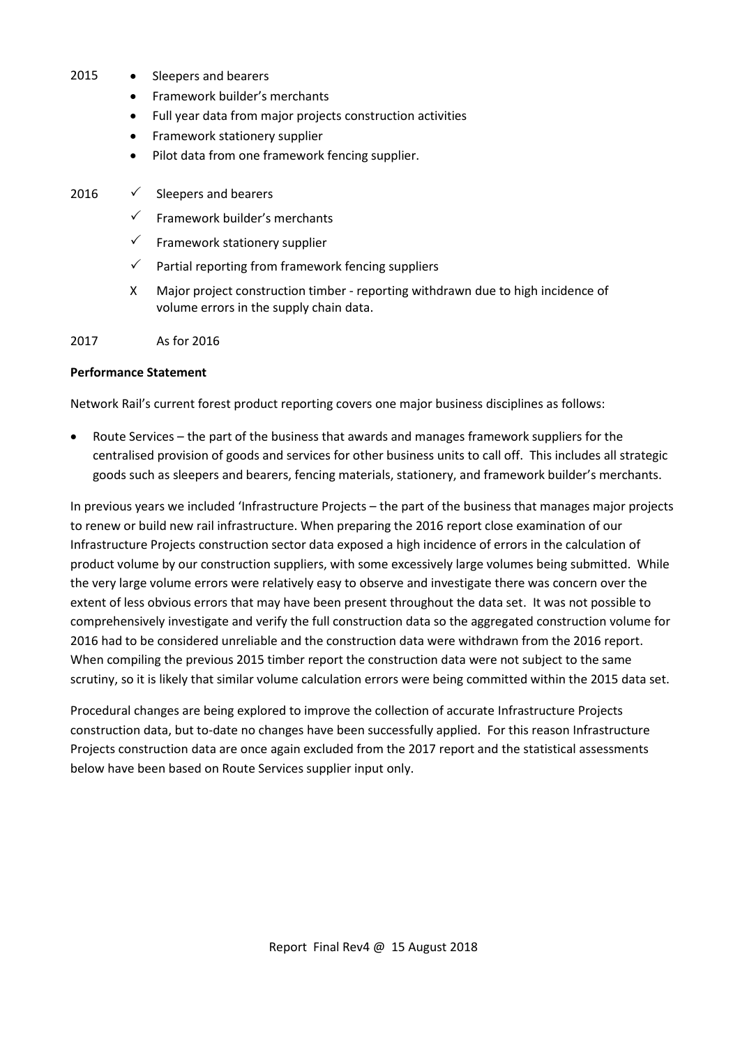2015

- Sleepers and bearers
- Framework builder's merchants
- Full year data from major projects construction activities
- Framework stationery supplier
- Pilot data from one framework fencing supplier.

2016

- ✓ Sleepers and bearers
- ✓ Framework builder's merchants
- ✓ Framework stationery supplier
- ✓ Partial reporting from framework fencing suppliers
- X Major project construction timber - reporting withdrawn due to high incidence of volume errors in the supply chain data.

2017 As for 2016

**Performance Statement**

Network Rail's current forest product reporting covers one major business disciplines as follows:

- Route Services – the part of the business that awards and manages framework suppliers for the centralised provision of goods and services for other business units to call off. This includes all strategic goods such as sleepers and bearers, fencing materials, stationery, and framework builder's merchants.

In previous years we included 'Infrastructure Projects – the part of the business that manages major projects to renew or build new rail infrastructure. When preparing the 2016 report close examination of our Infrastructure Projects construction sector data exposed a high incidence of errors in the calculation of product volume by our construction suppliers, with some excessively large volumes being submitted. While the very large volume errors were relatively easy to observe and investigate there was concern over the extent of less obvious errors that may have been present throughout the data set. It was not possible to comprehensively investigate and verify the full construction data so the aggregated construction volume for 2016 had to be considered unreliable and the construction data were withdrawn from the 2016 report. When compiling the previous 2015 timber report the construction data were not subject to the same scrutiny, so it is likely that similar volume calculation errors were being committed within the 2015 data set.

Procedural changes are being explored to improve the collection of accurate Infrastructure Projects construction data, but to-date no changes have been successfully applied. For this reason Infrastructure Projects construction data are once again excluded from the 2017 report and the statistical assessments below have been based on Route Services supplier input only.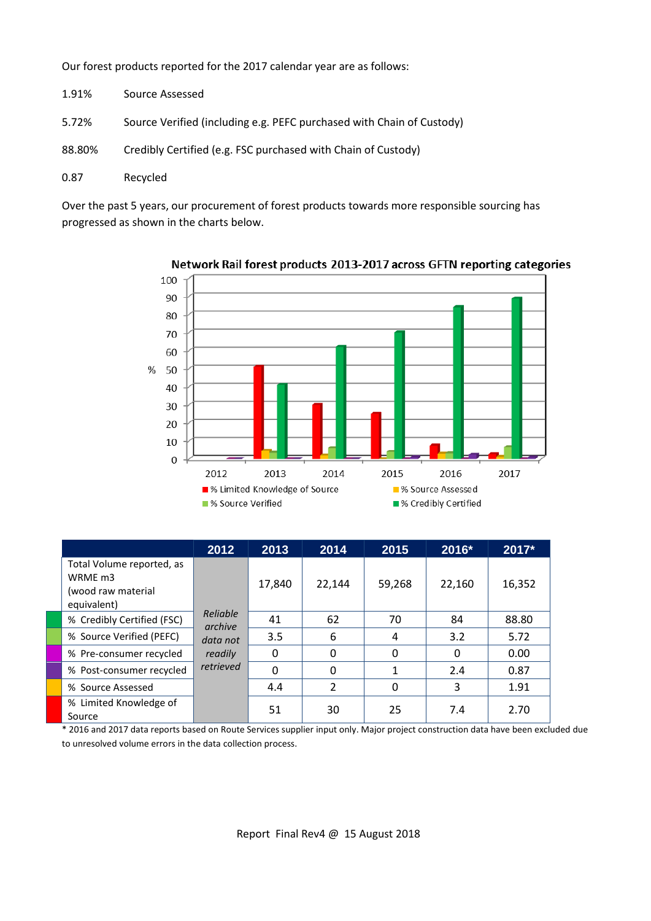Our forest products reported for the 2017 calendar year are as follows:

1.91%  Source Assessed

5.72%  Source Verified (including e.g. PEFC purchased with Chain of Custody)

88.80%  Credibly Certified (e.g. FSC purchased with Chain of Custody)

0.87  Recycled

Over the past 5 years, our procurement of forest products towards more responsible sourcing has progressed as shown in the charts below.

**Network Rail forest products 2013-2017 across GFTN reporting categories**

| | 2012 | 2013 | 2014 | 2015 | 2016* | 2017* |
|---|---|---|---|---|---|---|
| Total Volume reported, as WRME m3 (wood raw material equivalent) | *Reliable archive data not readily retrieved* | 17,840 | 22,144 | 59,268 | 22,160 | 16,352 |
| % Credibly Certified (FSC) | | 41 | 62 | 70 | 84 | 88.80 |
| % Source Verified (PEFC) | | 3.5 | 6 | 4 | 3.2 | 5.72 |
| % Pre-consumer recycled | | 0 | 0 | 0 | 0 | 0.00 |
| % Post-consumer recycled | | 0 | 0 | 1 | 2.4 | 0.87 |
| % Source Assessed | | 4.4 | 2 | 0 | 3 | 1.91 |
| % Limited Knowledge of Source | | 51 | 30 | 25 | 7.4 | 2.70 |

\* 2016 and 2017 data reports based on Route Services supplier input only. Major project construction data have been excluded due to unresolved volume errors in the data collection process.

Report Final Rev4 @ 15 August 2018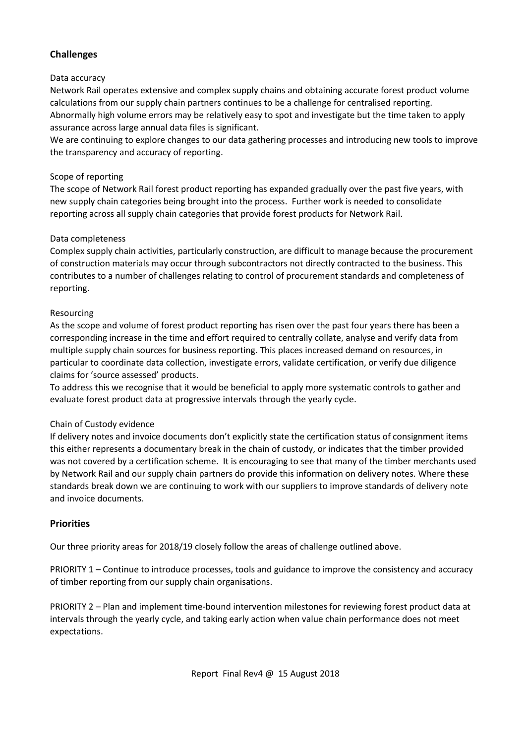## Challenges

Data accuracy

Network Rail operates extensive and complex supply chains and obtaining accurate forest product volume calculations from our supply chain partners continues to be a challenge for centralised reporting. Abnormally high volume errors may be relatively easy to spot and investigate but the time taken to apply assurance across large annual data files is significant.

We are continuing to explore changes to our data gathering processes and introducing new tools to improve the transparency and accuracy of reporting.

Scope of reporting

The scope of Network Rail forest product reporting has expanded gradually over the past five years, with new supply chain categories being brought into the process. Further work is needed to consolidate reporting across all supply chain categories that provide forest products for Network Rail.

Data completeness

Complex supply chain activities, particularly construction, are difficult to manage because the procurement of construction materials may occur through subcontractors not directly contracted to the business. This contributes to a number of challenges relating to control of procurement standards and completeness of reporting.

Resourcing

As the scope and volume of forest product reporting has risen over the past four years there has been a corresponding increase in the time and effort required to centrally collate, analyse and verify data from multiple supply chain sources for business reporting. This places increased demand on resources, in particular to coordinate data collection, investigate errors, validate certification, or verify due diligence claims for 'source assessed' products.

To address this we recognise that it would be beneficial to apply more systematic controls to gather and evaluate forest product data at progressive intervals through the yearly cycle.

Chain of Custody evidence

If delivery notes and invoice documents don't explicitly state the certification status of consignment items this either represents a documentary break in the chain of custody, or indicates that the timber provided was not covered by a certification scheme. It is encouraging to see that many of the timber merchants used by Network Rail and our supply chain partners do provide this information on delivery notes. Where these standards break down we are continuing to work with our suppliers to improve standards of delivery note and invoice documents.

## Priorities

Our three priority areas for 2018/19 closely follow the areas of challenge outlined above.

PRIORITY 1 – Continue to introduce processes, tools and guidance to improve the consistency and accuracy of timber reporting from our supply chain organisations.

PRIORITY 2 – Plan and implement time-bound intervention milestones for reviewing forest product data at intervals through the yearly cycle, and taking early action when value chain performance does not meet expectations.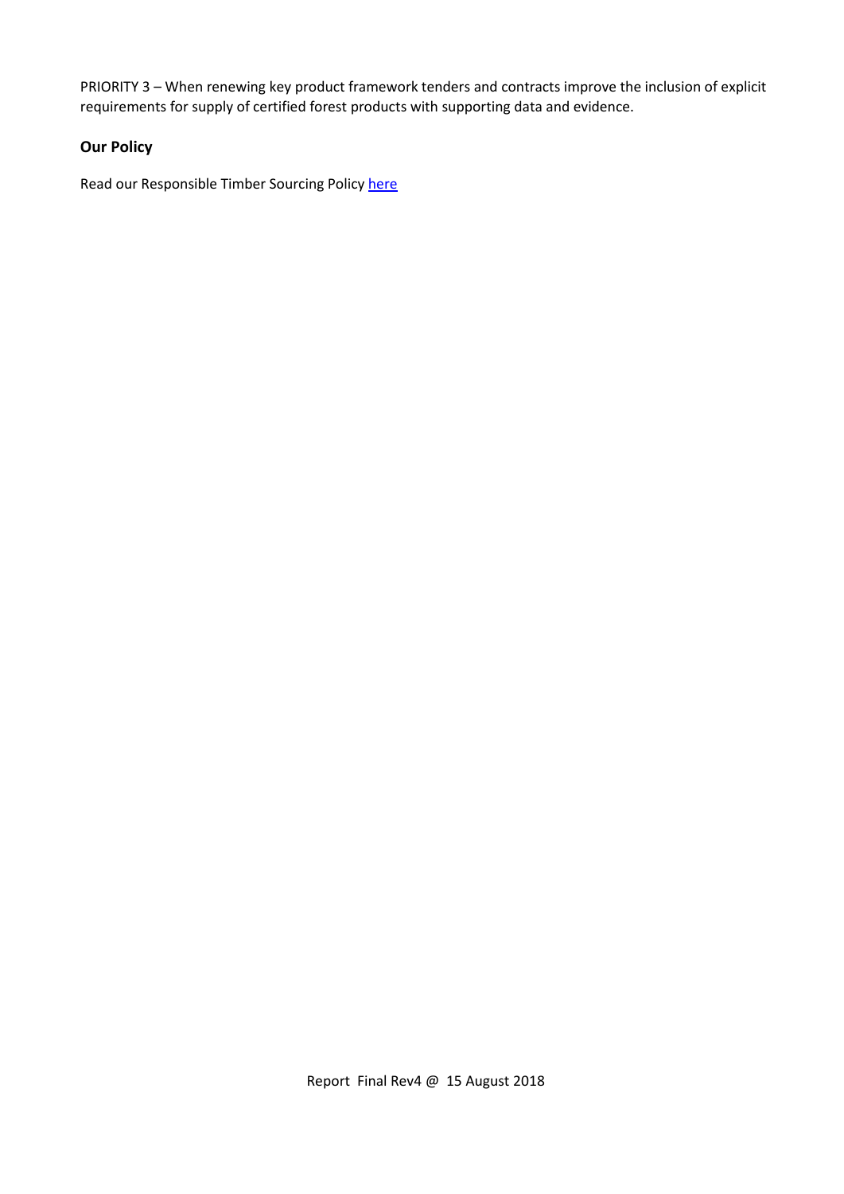PRIORITY 3 – When renewing key product framework tenders and contracts improve the inclusion of explicit requirements for supply of certified forest products with supporting data and evidence.

## Our Policy

Read our Responsible Timber Sourcing Policy here

Report Final Rev4 @ 15 August 2018